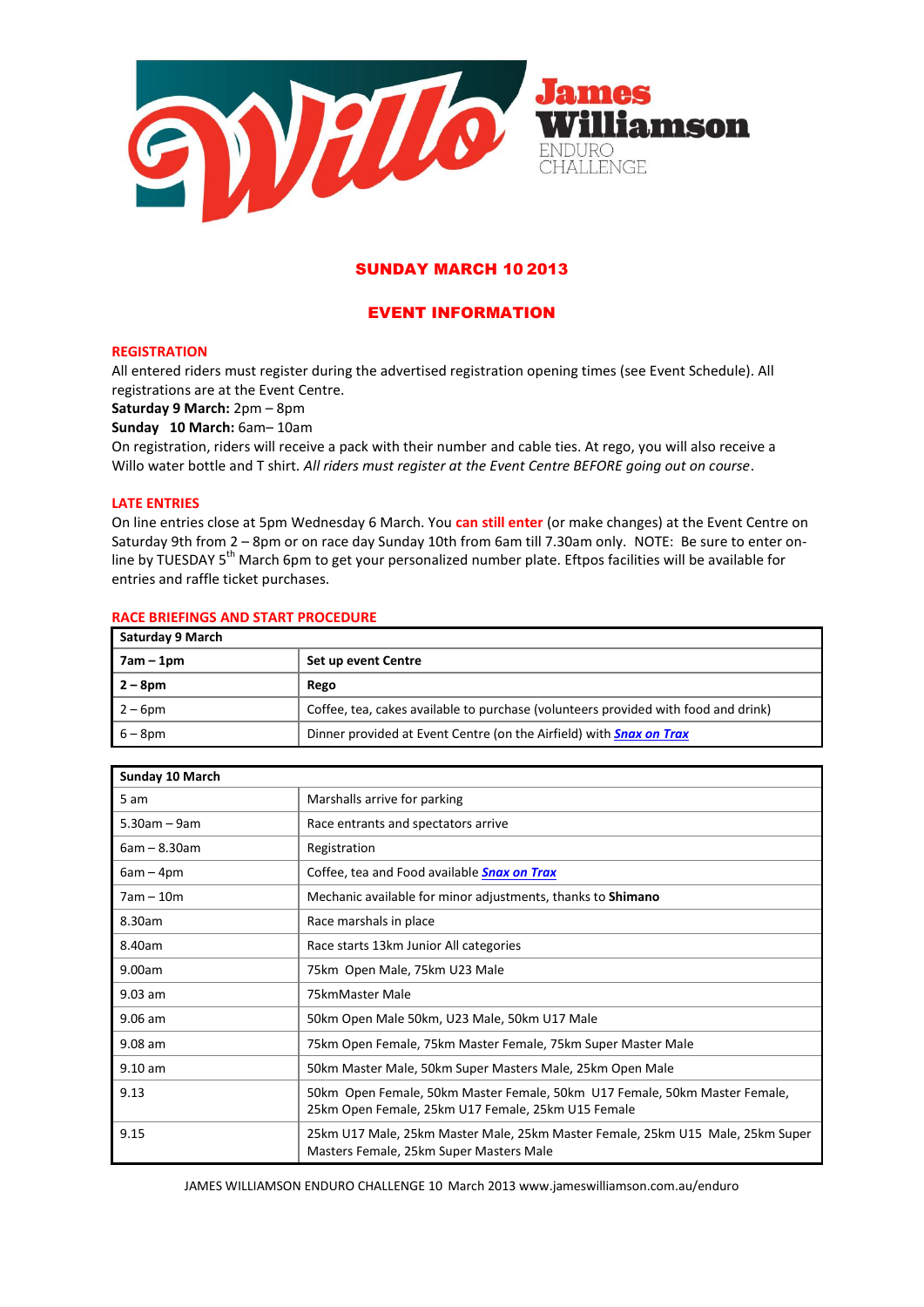# Willo James Williamson ENDURO CHALLENGE

## SUNDAY MARCH 10 2013

## EVENT INFORMATION

### REGISTRATION

All entered riders must register during the advertised registration opening times (see Event Schedule). All registrations are at the Event Centre.

**Saturday 9 March:** 2pm – 8pm

**Sunday 10 March:** 6am– 10am

On registration, riders will receive a pack with their number and cable ties. At rego, you will also receive a Willo water bottle and T shirt. *All riders must register at the Event Centre BEFORE going out on course*.

### LATE ENTRIES

On line entries close at 5pm Wednesday 6 March. You **can still enter** (or make changes) at the Event Centre on Saturday 9th from 2 – 8pm or on race day Sunday 10th from 6am till 7.30am only. NOTE: Be sure to enter on-line by TUESDAY 5th March 6pm to get your personalized number plate. Eftpos facilities will be available for entries and raffle ticket purchases.

### RACE BRIEFINGS AND START PROCEDURE

| **Saturday 9 March** | |
|---|---|
| **7am – 1pm** | **Set up event Centre** |
| **2 – 8pm** | **Rego** |
| 2 – 6pm | Coffee, tea, cakes available to purchase (volunteers provided with food and drink) |
| 6 – 8pm | Dinner provided at Event Centre (on the Airfield) with ***Snax on Trax*** |

| **Sunday 10 March** | |
|---|---|
| 5 am | Marshalls arrive for parking |
| 5.30am – 9am | Race entrants and spectators arrive |
| 6am – 8.30am | Registration |
| 6am – 4pm | Coffee, tea and Food available ***Snax on Trax*** |
| 7am – 10m | Mechanic available for minor adjustments, thanks to **Shimano** |
| 8.30am | Race marshals in place |
| 8.40am | Race starts 13km Junior All categories |
| 9.00am | 75km Open Male, 75km U23 Male |
| 9.03 am | 75kmMaster Male |
| 9.06 am | 50km Open Male 50km, U23 Male, 50km U17 Male |
| 9.08 am | 75km Open Female, 75km Master Female, 75km Super Master Male |
| 9.10 am | 50km Master Male, 50km Super Masters Male, 25km Open Male |
| 9.13 | 50km Open Female, 50km Master Female, 50km U17 Female, 50km Master Female, 25km Open Female, 25km U17 Female, 25km U15 Female |
| 9.15 | 25km U17 Male, 25km Master Male, 25km Master Female, 25km U15 Male, 25km Super Masters Female, 25km Super Masters Male |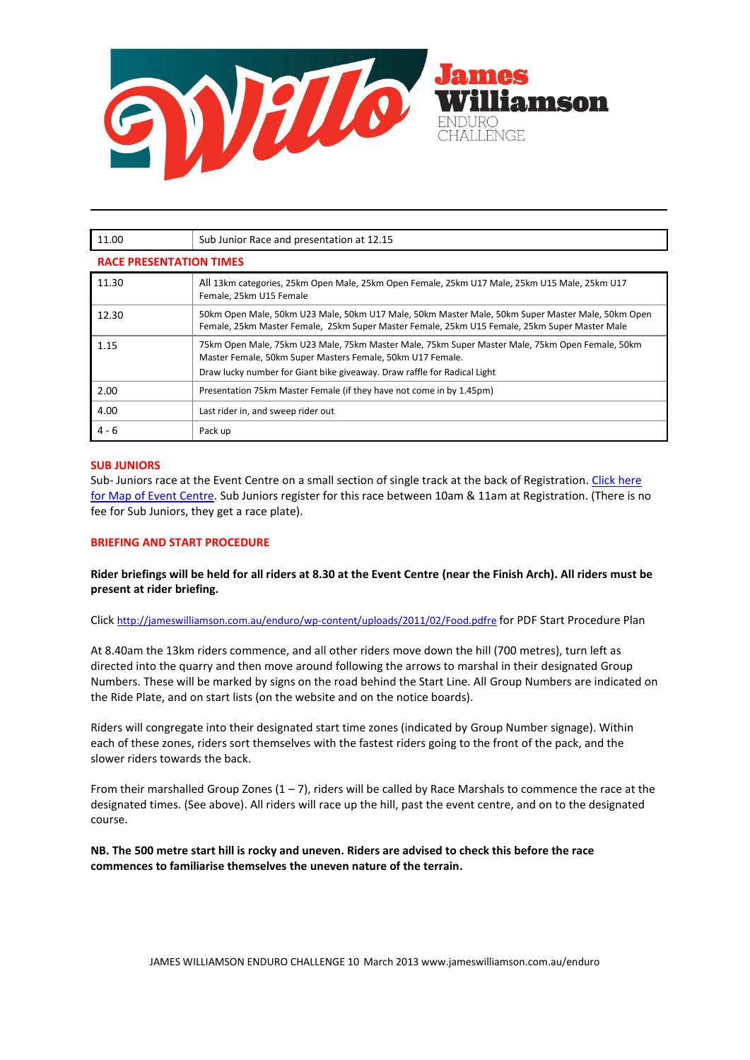| 11.00 | Sub Junior Race and presentation at 12.15 |
|---|---|

**RACE PRESENTATION TIMES**

| | |
|---|---|
| 11.30 | All 13km categories, 25km Open Male, 25km Open Female, 25km U17 Male, 25km U15 Male, 25km U17 Female, 25km U15 Female |
| 12.30 | 50km Open Male, 50km U23 Male, 50km U17 Male, 50km Master Male, 50km Super Master Male, 50km Open Female, 25km Master Female, 25km Super Master Female, 25km U15 Female, 25km Super Master Male |
| 1.15 | 75km Open Male, 75km U23 Male, 75km Master Male, 75km Super Master Male, 75km Open Female, 50km Master Female, 50km Super Masters Female, 50km U17 Female.<br>Draw lucky number for Giant bike giveaway. Draw raffle for Radical Light |
| 2.00 | Presentation 75km Master Female (if they have not come in by 1.45pm) |
| 4.00 | Last rider in, and sweep rider out |
| 4 - 6 | Pack up |

**SUB JUNIORS**

Sub- Juniors race at the Event Centre on a small section of single track at the back of Registration. Click here for Map of Event Centre. Sub Juniors register for this race between 10am & 11am at Registration. (There is no fee for Sub Juniors, they get a race plate).

**BRIEFING AND START PROCEDURE**

**Rider briefings will be held for all riders at 8.30 at the Event Centre (near the Finish Arch). All riders must be present at rider briefing.**

Click http://jameswilliamson.com.au/enduro/wp-content/uploads/2011/02/Food.pdfre for PDF Start Procedure Plan

At 8.40am the 13km riders commence, and all other riders move down the hill (700 metres), turn left as directed into the quarry and then move around following the arrows to marshal in their designated Group Numbers. These will be marked by signs on the road behind the Start Line. All Group Numbers are indicated on the Ride Plate, and on start lists (on the website and on the notice boards).

Riders will congregate into their designated start time zones (indicated by Group Number signage). Within each of these zones, riders sort themselves with the fastest riders going to the front of the pack, and the slower riders towards the back.

From their marshalled Group Zones (1 – 7), riders will be called by Race Marshals to commence the race at the designated times. (See above). All riders will race up the hill, past the event centre, and on to the designated course.

**NB. The 500 metre start hill is rocky and uneven. Riders are advised to check this before the race commences to familiarise themselves the uneven nature of the terrain.**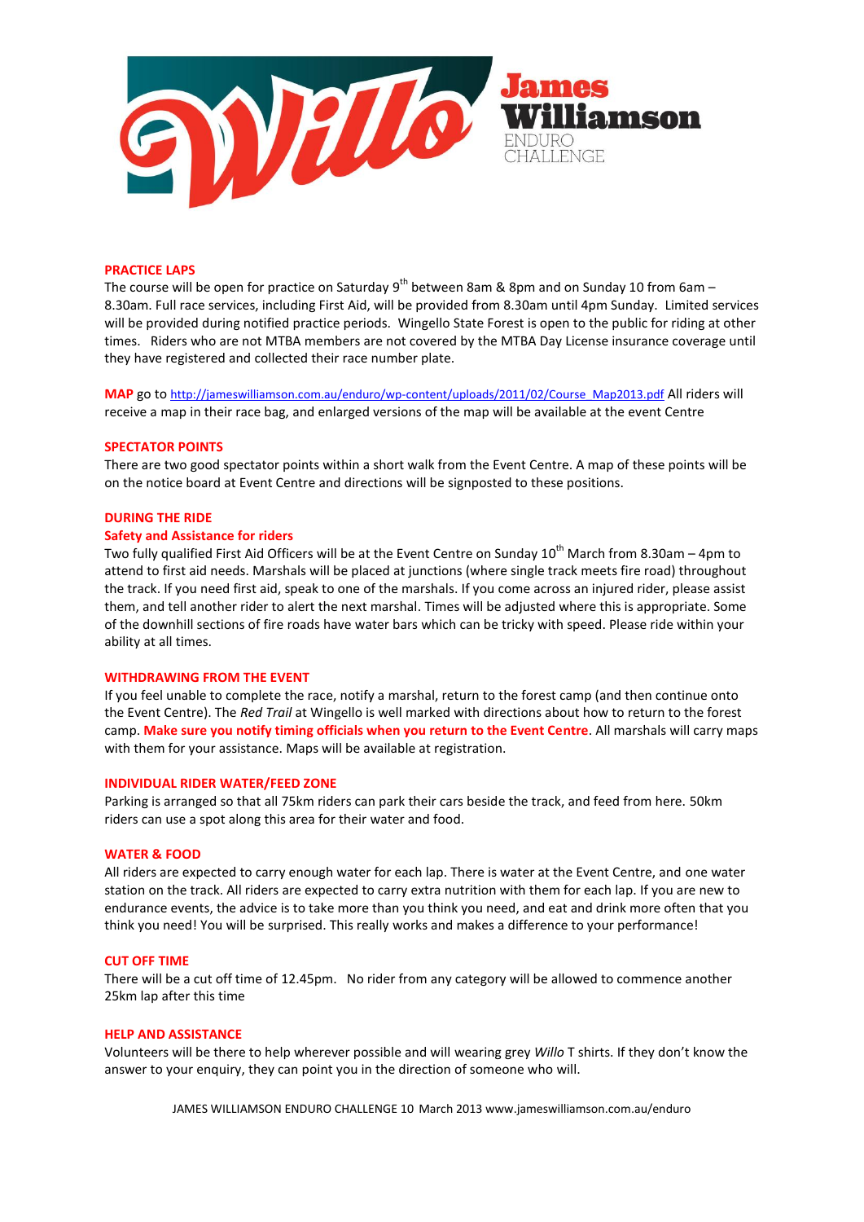# Willo James Williamson ENDURO CHALLENGE

## PRACTICE LAPS

The course will be open for practice on Saturday 9th between 8am & 8pm and on Sunday 10 from 6am – 8.30am. Full race services, including First Aid, will be provided from 8.30am until 4pm Sunday. Limited services will be provided during notified practice periods. Wingello State Forest is open to the public for riding at other times. Riders who are not MTBA members are not covered by the MTBA Day License insurance coverage until they have registered and collected their race number plate.

**MAP** go to http://jameswilliamson.com.au/enduro/wp-content/uploads/2011/02/Course_Map2013.pdf All riders will receive a map in their race bag, and enlarged versions of the map will be available at the event Centre

## SPECTATOR POINTS

There are two good spectator points within a short walk from the Event Centre. A map of these points will be on the notice board at Event Centre and directions will be signposted to these positions.

## DURING THE RIDE

### Safety and Assistance for riders

Two fully qualified First Aid Officers will be at the Event Centre on Sunday 10th March from 8.30am – 4pm to attend to first aid needs. Marshals will be placed at junctions (where single track meets fire road) throughout the track. If you need first aid, speak to one of the marshals. If you come across an injured rider, please assist them, and tell another rider to alert the next marshal. Times will be adjusted where this is appropriate. Some of the downhill sections of fire roads have water bars which can be tricky with speed. Please ride within your ability at all times.

## WITHDRAWING FROM THE EVENT

If you feel unable to complete the race, notify a marshal, return to the forest camp (and then continue onto the Event Centre). The *Red Trail* at Wingello is well marked with directions about how to return to the forest camp. **Make sure you notify timing officials when you return to the Event Centre**. All marshals will carry maps with them for your assistance. Maps will be available at registration.

## INDIVIDUAL RIDER WATER/FEED ZONE

Parking is arranged so that all 75km riders can park their cars beside the track, and feed from here. 50km riders can use a spot along this area for their water and food.

## WATER & FOOD

All riders are expected to carry enough water for each lap. There is water at the Event Centre, and one water station on the track. All riders are expected to carry extra nutrition with them for each lap. If you are new to endurance events, the advice is to take more than you think you need, and eat and drink more often that you think you need! You will be surprised. This really works and makes a difference to your performance!

## CUT OFF TIME

There will be a cut off time of 12.45pm. No rider from any category will be allowed to commence another 25km lap after this time

## HELP AND ASSISTANCE

Volunteers will be there to help wherever possible and will wearing grey *Willo* T shirts. If they don't know the answer to your enquiry, they can point you in the direction of someone who will.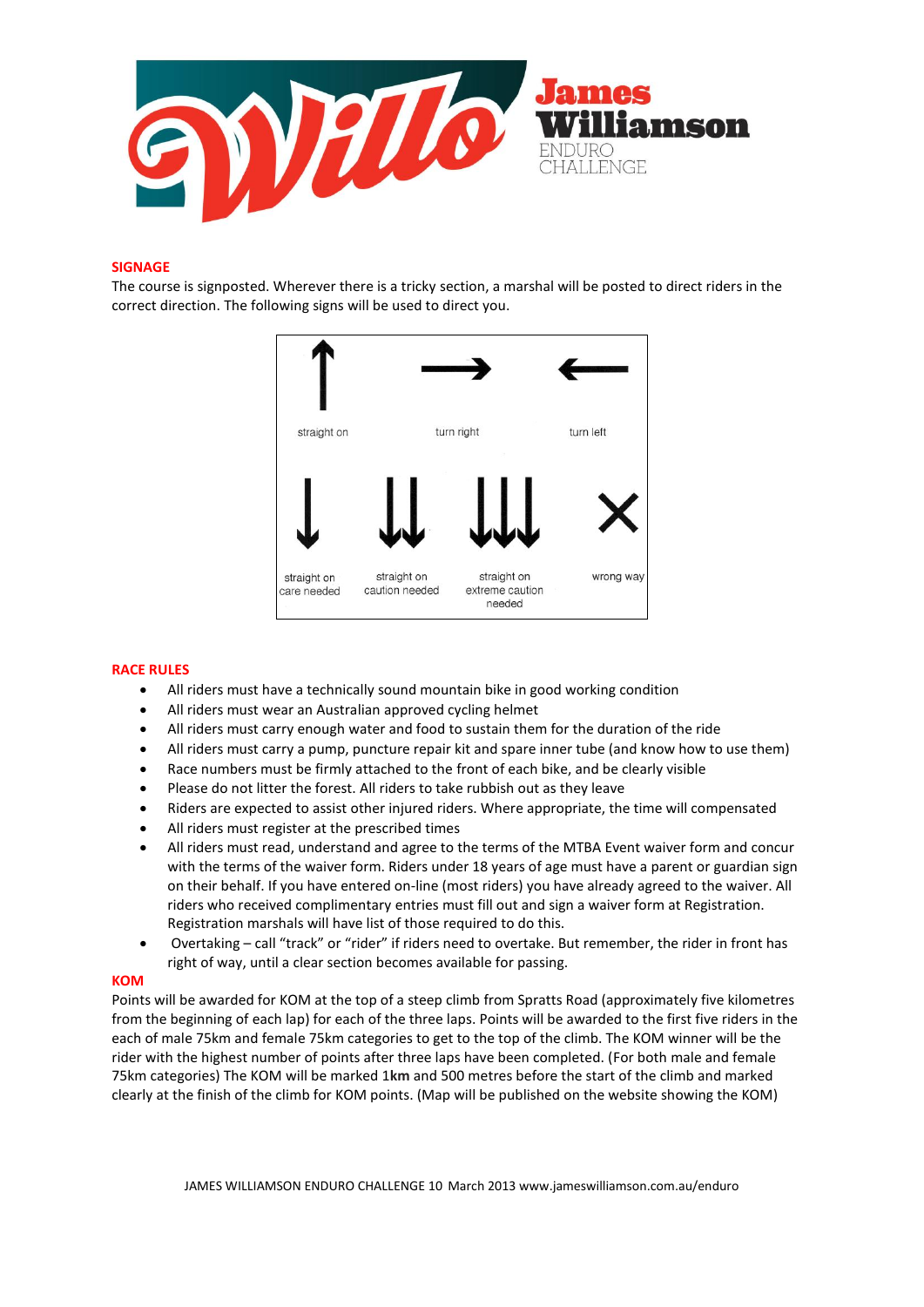## SIGNAGE

The course is signposted. Wherever there is a tricky section, a marshal will be posted to direct riders in the correct direction. The following signs will be used to direct you.

| ↑ | → | ← | |
|---|---|---|---|
| straight on | turn right | turn left | |
| ↓ | ↓↓ | ↓↓↓ | ✕ |
| straight on care needed | straight on caution needed | straight on extreme caution needed | wrong way |

## RACE RULES

- All riders must have a technically sound mountain bike in good working condition
- All riders must wear an Australian approved cycling helmet
- All riders must carry enough water and food to sustain them for the duration of the ride
- All riders must carry a pump, puncture repair kit and spare inner tube (and know how to use them)
- Race numbers must be firmly attached to the front of each bike, and be clearly visible
- Please do not litter the forest. All riders to take rubbish out as they leave
- Riders are expected to assist other injured riders. Where appropriate, the time will compensated
- All riders must register at the prescribed times
- All riders must read, understand and agree to the terms of the MTBA Event waiver form and concur with the terms of the waiver form. Riders under 18 years of age must have a parent or guardian sign on their behalf. If you have entered on-line (most riders) you have already agreed to the waiver. All riders who received complimentary entries must fill out and sign a waiver form at Registration. Registration marshals will have list of those required to do this.
- Overtaking – call "track" or "rider" if riders need to overtake. But remember, the rider in front has right of way, until a clear section becomes available for passing.

## KOM

Points will be awarded for KOM at the top of a steep climb from Spratts Road (approximately five kilometres from the beginning of each lap) for each of the three laps. Points will be awarded to the first five riders in the each of male 75km and female 75km categories to get to the top of the climb. The KOM winner will be the rider with the highest number of points after three laps have been completed. (For both male and female 75km categories) The KOM will be marked 1**km** and 500 metres before the start of the climb and marked clearly at the finish of the climb for KOM points. (Map will be published on the website showing the KOM)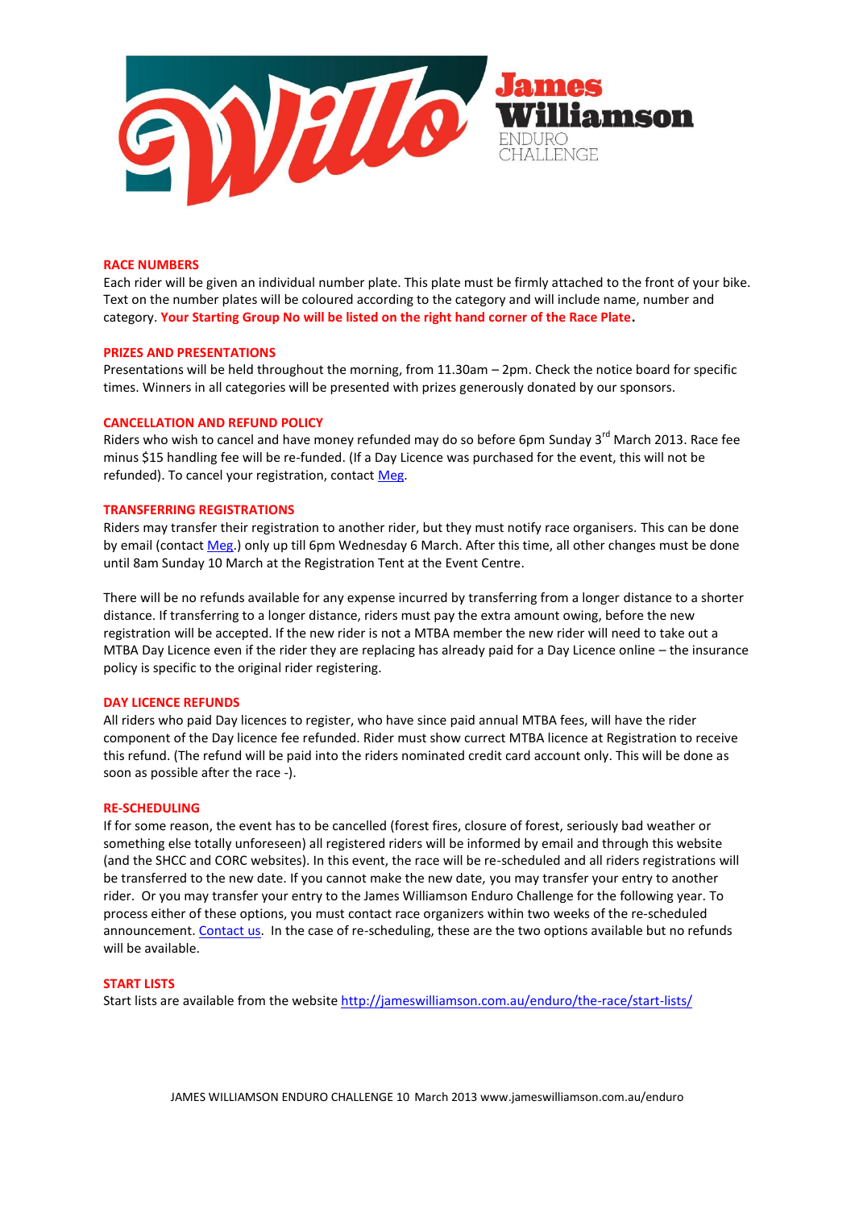## RACE NUMBERS

Each rider will be given an individual number plate. This plate must be firmly attached to the front of your bike. Text on the number plates will be coloured according to the category and will include name, number and category. **Your Starting Group No will be listed on the right hand corner of the Race Plate.**

## PRIZES AND PRESENTATIONS

Presentations will be held throughout the morning, from 11.30am – 2pm. Check the notice board for specific times. Winners in all categories will be presented with prizes generously donated by our sponsors.

## CANCELLATION AND REFUND POLICY

Riders who wish to cancel and have money refunded may do so before 6pm Sunday 3rd March 2013. Race fee minus $15 handling fee will be re-funded. (If a Day Licence was purchased for the event, this will not be refunded). To cancel your registration, contact Meg.

## TRANSFERRING REGISTRATIONS

Riders may transfer their registration to another rider, but they must notify race organisers. This can be done by email (contact Meg.) only up till 6pm Wednesday 6 March. After this time, all other changes must be done until 8am Sunday 10 March at the Registration Tent at the Event Centre.

There will be no refunds available for any expense incurred by transferring from a longer distance to a shorter distance. If transferring to a longer distance, riders must pay the extra amount owing, before the new registration will be accepted. If the new rider is not a MTBA member the new rider will need to take out a MTBA Day Licence even if the rider they are replacing has already paid for a Day Licence online – the insurance policy is specific to the original rider registering.

## DAY LICENCE REFUNDS

All riders who paid Day licences to register, who have since paid annual MTBA fees, will have the rider component of the Day licence fee refunded. Rider must show currect MTBA licence at Registration to receive this refund. (The refund will be paid into the riders nominated credit card account only. This will be done as soon as possible after the race -).

## RE-SCHEDULING

If for some reason, the event has to be cancelled (forest fires, closure of forest, seriously bad weather or something else totally unforeseen) all registered riders will be informed by email and through this website (and the SHCC and CORC websites). In this event, the race will be re-scheduled and all riders registrations will be transferred to the new date. If you cannot make the new date, you may transfer your entry to another rider. Or you may transfer your entry to the James Williamson Enduro Challenge for the following year. To process either of these options, you must contact race organizers within two weeks of the re-scheduled announcement. Contact us. In the case of re-scheduling, these are the two options available but no refunds will be available.

## START LISTS

Start lists are available from the website http://jameswilliamson.com.au/enduro/the-race/start-lists/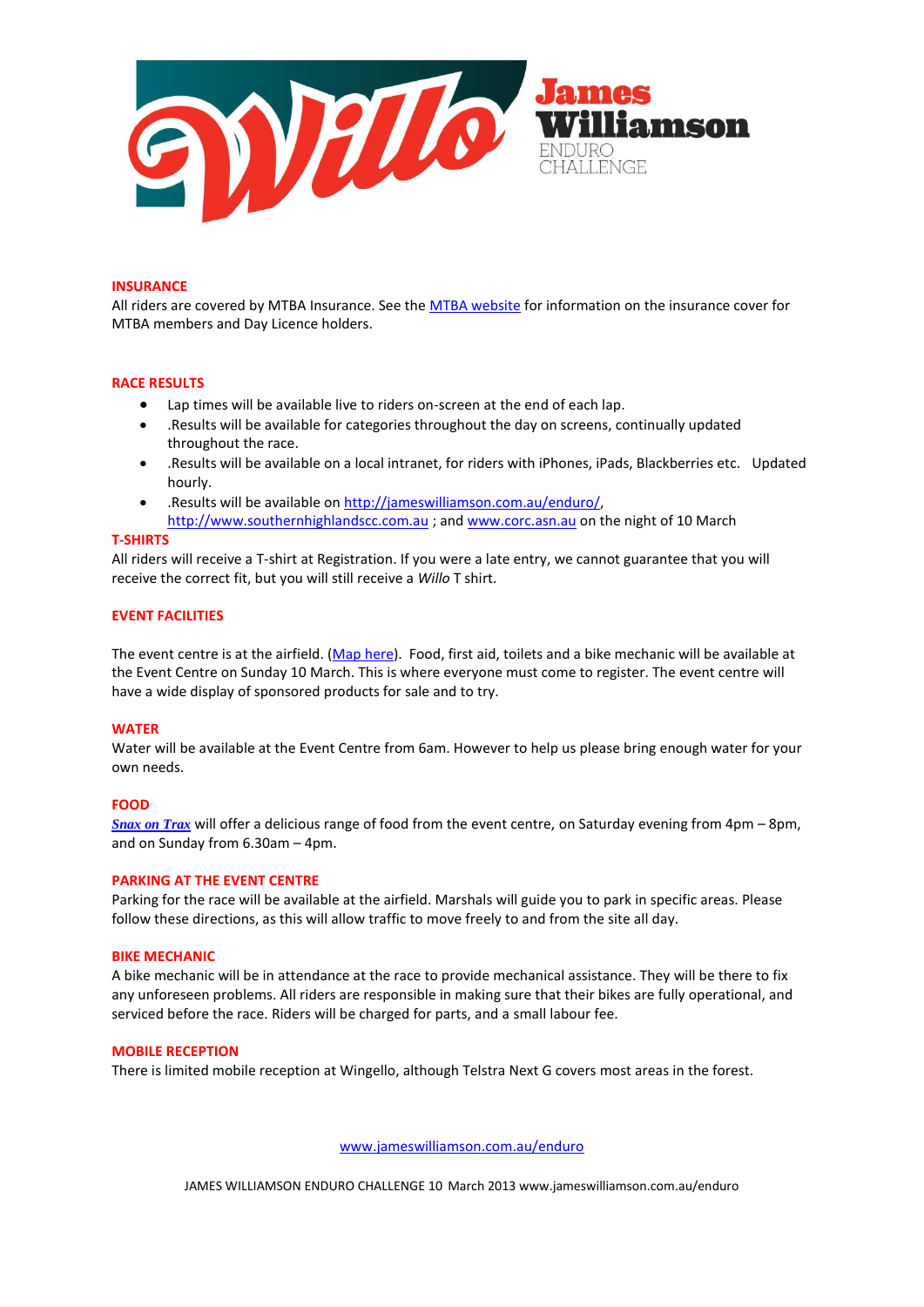# Willo James Williamson ENDURO CHALLENGE

## INSURANCE

All riders are covered by MTBA Insurance. See the MTBA website for information on the insurance cover for MTBA members and Day Licence holders.

## RACE RESULTS

- Lap times will be available live to riders on-screen at the end of each lap.
- .Results will be available for categories throughout the day on screens, continually updated throughout the race.
- .Results will be available on a local intranet, for riders with iPhones, iPads, Blackberries etc. Updated hourly.
- .Results will be available on http://jameswilliamson.com.au/enduro/, http://www.southernhighlandscc.com.au ; and www.corc.asn.au on the night of 10 March

## T-SHIRTS

All riders will receive a T-shirt at Registration. If you were a late entry, we cannot guarantee that you will receive the correct fit, but you will still receive a *Willo* T shirt.

## EVENT FACILITIES

The event centre is at the airfield. (Map here). Food, first aid, toilets and a bike mechanic will be available at the Event Centre on Sunday 10 March. This is where everyone must come to register. The event centre will have a wide display of sponsored products for sale and to try.

## WATER

Water will be available at the Event Centre from 6am. However to help us please bring enough water for your own needs.

## FOOD

***Snax on Trax*** will offer a delicious range of food from the event centre, on Saturday evening from 4pm – 8pm, and on Sunday from 6.30am – 4pm.

## PARKING AT THE EVENT CENTRE

Parking for the race will be available at the airfield. Marshals will guide you to park in specific areas. Please follow these directions, as this will allow traffic to move freely to and from the site all day.

## BIKE MECHANIC

A bike mechanic will be in attendance at the race to provide mechanical assistance. They will be there to fix any unforeseen problems. All riders are responsible in making sure that their bikes are fully operational, and serviced before the race. Riders will be charged for parts, and a small labour fee.

## MOBILE RECEPTION

There is limited mobile reception at Wingello, although Telstra Next G covers most areas in the forest.

www.jameswilliamson.com.au/enduro